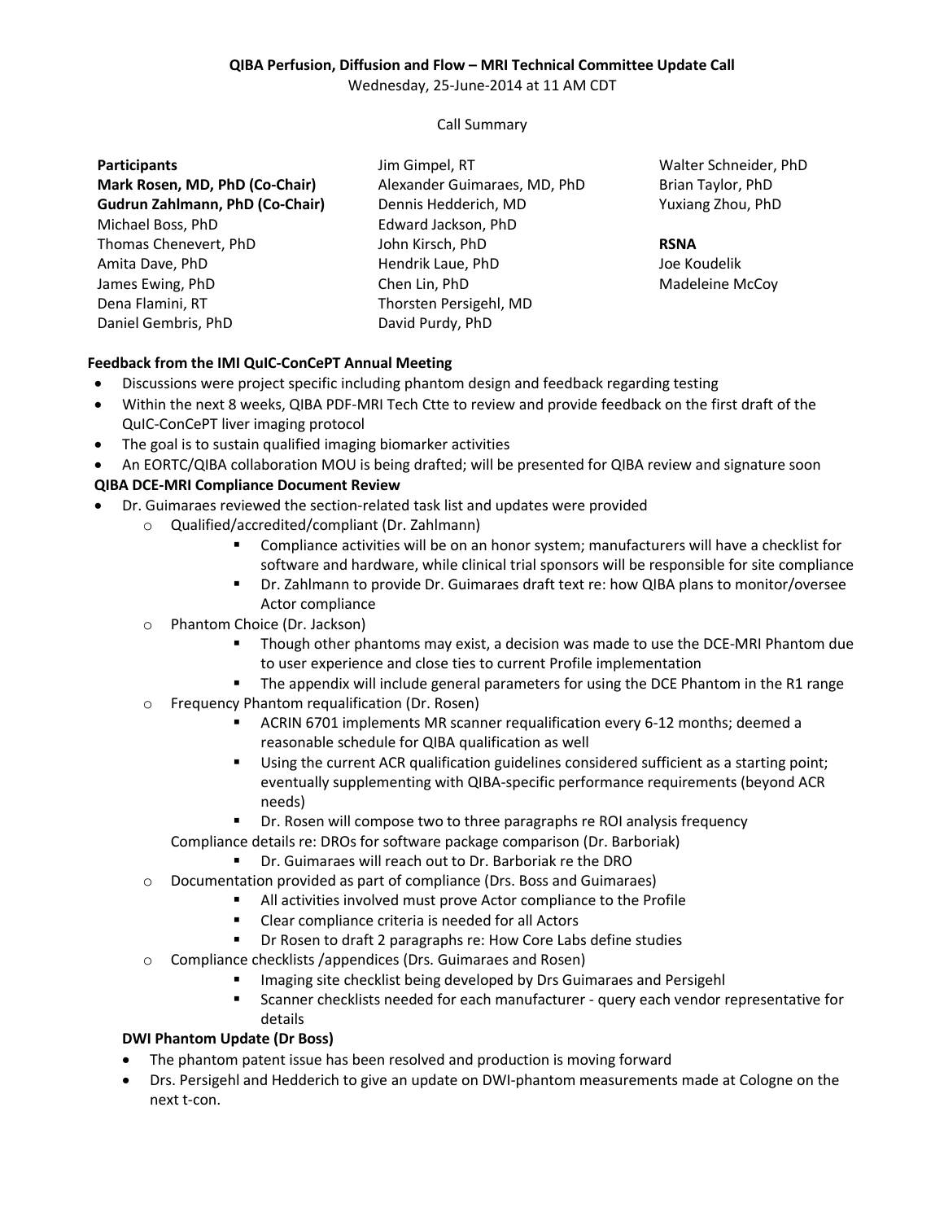**QIBA Perfusion, Diffusion and Flow – MRI Technical Committee Update Call**

Wednesday, 25-June-2014 at 11 AM CDT

Call Summary

**Participants**
**Mark Rosen, MD, PhD (Co-Chair)**
**Gudrun Zahlmann, PhD (Co-Chair)**
Michael Boss, PhD
Thomas Chenevert, PhD
Amita Dave, PhD
James Ewing, PhD
Dena Flamini, RT
Daniel Gembris, PhD
Jim Gimpel, RT
Alexander Guimaraes, MD, PhD
Dennis Hedderich, MD
Edward Jackson, PhD
John Kirsch, PhD
Hendrik Laue, PhD
Chen Lin, PhD
Thorsten Persigehl, MD
David Purdy, PhD
Walter Schneider, PhD
Brian Taylor, PhD
Yuxiang Zhou, PhD

**RSNA**
Joe Koudelik
Madeleine McCoy

**Feedback from the IMI QuIC-ConCePT Annual Meeting**

- Discussions were project specific including phantom design and feedback regarding testing
- Within the next 8 weeks, QIBA PDF-MRI Tech Ctte to review and provide feedback on the first draft of the QuIC-ConCePT liver imaging protocol
- The goal is to sustain qualified imaging biomarker activities
- An EORTC/QIBA collaboration MOU is being drafted; will be presented for QIBA review and signature soon

**QIBA DCE-MRI Compliance Document Review**

- Dr. Guimaraes reviewed the section-related task list and updates were provided
  - Qualified/accredited/compliant (Dr. Zahlmann)
    - Compliance activities will be on an honor system; manufacturers will have a checklist for software and hardware, while clinical trial sponsors will be responsible for site compliance
    - Dr. Zahlmann to provide Dr. Guimaraes draft text re: how QIBA plans to monitor/oversee Actor compliance
  - Phantom Choice (Dr. Jackson)
    - Though other phantoms may exist, a decision was made to use the DCE-MRI Phantom due to user experience and close ties to current Profile implementation
    - The appendix will include general parameters for using the DCE Phantom in the R1 range
  - Frequency Phantom requalification (Dr. Rosen)
    - ACRIN 6701 implements MR scanner requalification every 6-12 months; deemed a reasonable schedule for QIBA qualification as well
    - Using the current ACR qualification guidelines considered sufficient as a starting point; eventually supplementing with QIBA-specific performance requirements (beyond ACR needs)
    - Dr. Rosen will compose two to three paragraphs re ROI analysis frequency

    Compliance details re: DROs for software package comparison (Dr. Barboriak)
    - Dr. Guimaraes will reach out to Dr. Barboriak re the DRO
  - Documentation provided as part of compliance (Drs. Boss and Guimaraes)
    - All activities involved must prove Actor compliance to the Profile
    - Clear compliance criteria is needed for all Actors
    - Dr Rosen to draft 2 paragraphs re: How Core Labs define studies
  - Compliance checklists /appendices (Drs. Guimaraes and Rosen)
    - Imaging site checklist being developed by Drs Guimaraes and Persigehl
    - Scanner checklists needed for each manufacturer - query each vendor representative for details

**DWI Phantom Update (Dr Boss)**

- The phantom patent issue has been resolved and production is moving forward
- Drs. Persigehl and Hedderich to give an update on DWI-phantom measurements made at Cologne on the next t-con.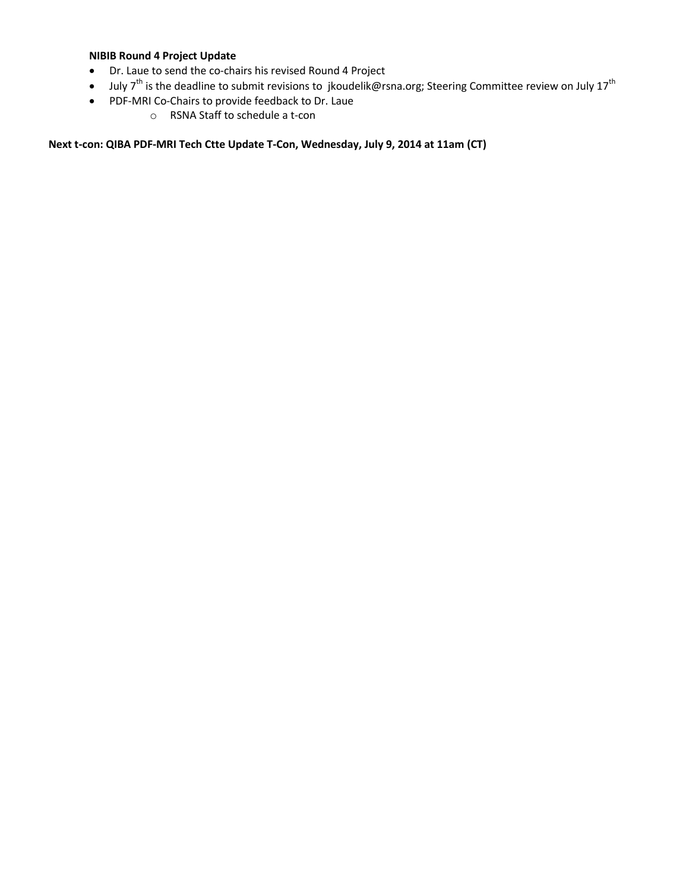**NIBIB Round 4 Project Update**

- Dr. Laue to send the co-chairs his revised Round 4 Project
- July 7th is the deadline to submit revisions to jkoudelik@rsna.org; Steering Committee review on July 17th
- PDF-MRI Co-Chairs to provide feedback to Dr. Laue
  - RSNA Staff to schedule a t-con

**Next t-con: QIBA PDF-MRI Tech Ctte Update T-Con, Wednesday, July 9, 2014 at 11am (CT)**